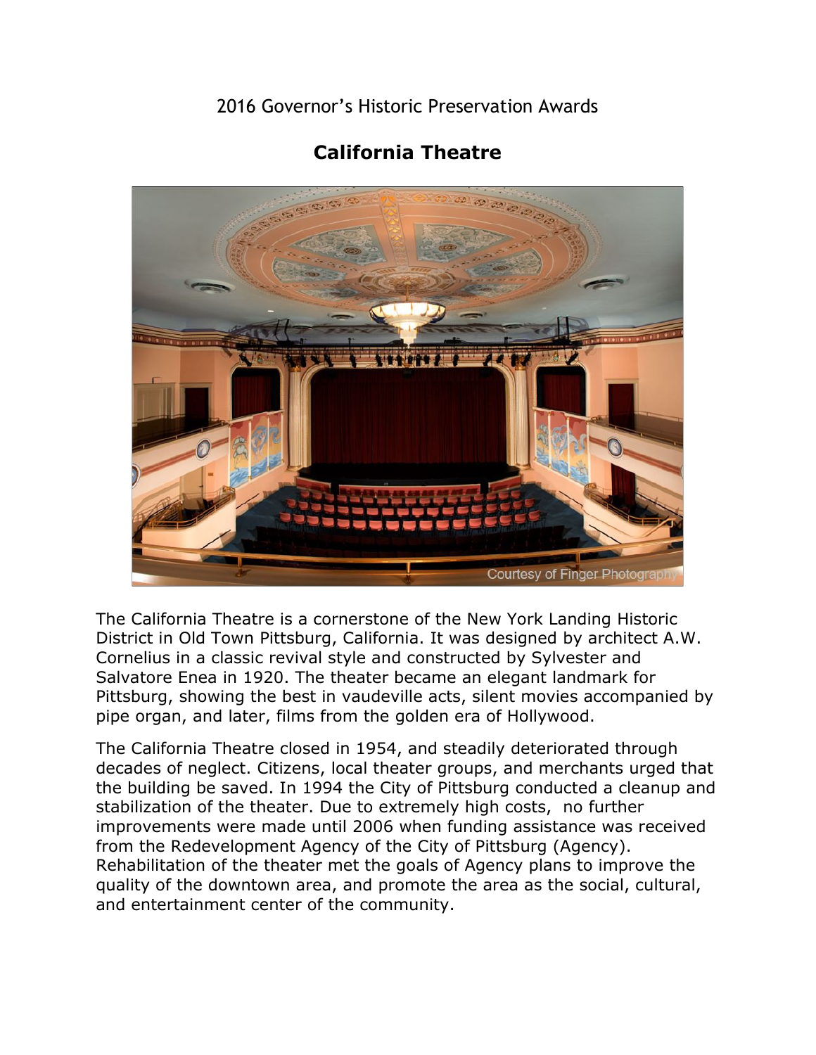2016 Governor's Historic Preservation Awards

# California Theatre

Courtesy of Finger Photography

The California Theatre is a cornerstone of the New York Landing Historic District in Old Town Pittsburg, California. It was designed by architect A.W. Cornelius in a classic revival style and constructed by Sylvester and Salvatore Enea in 1920. The theater became an elegant landmark for Pittsburg, showing the best in vaudeville acts, silent movies accompanied by pipe organ, and later, films from the golden era of Hollywood.

The California Theatre closed in 1954, and steadily deteriorated through decades of neglect. Citizens, local theater groups, and merchants urged that the building be saved. In 1994 the City of Pittsburg conducted a cleanup and stabilization of the theater. Due to extremely high costs, no further improvements were made until 2006 when funding assistance was received from the Redevelopment Agency of the City of Pittsburg (Agency). Rehabilitation of the theater met the goals of Agency plans to improve the quality of the downtown area, and promote the area as the social, cultural, and entertainment center of the community.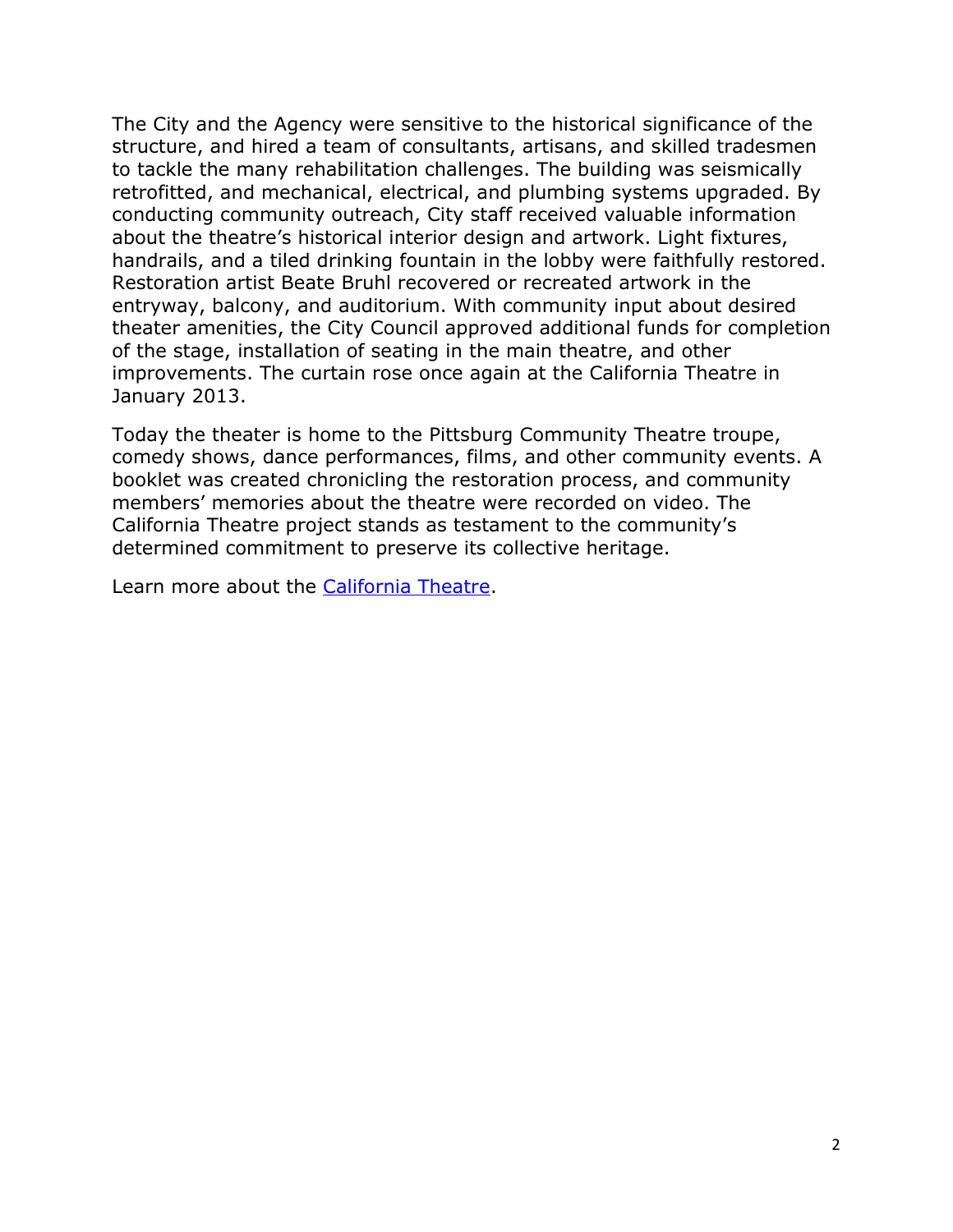The City and the Agency were sensitive to the historical significance of the structure, and hired a team of consultants, artisans, and skilled tradesmen to tackle the many rehabilitation challenges. The building was seismically retrofitted, and mechanical, electrical, and plumbing systems upgraded. By conducting community outreach, City staff received valuable information about the theatre's historical interior design and artwork. Light fixtures, handrails, and a tiled drinking fountain in the lobby were faithfully restored. Restoration artist Beate Bruhl recovered or recreated artwork in the entryway, balcony, and auditorium. With community input about desired theater amenities, the City Council approved additional funds for completion of the stage, installation of seating in the main theatre, and other improvements. The curtain rose once again at the California Theatre in January 2013.

Today the theater is home to the Pittsburg Community Theatre troupe, comedy shows, dance performances, films, and other community events. A booklet was created chronicling the restoration process, and community members' memories about the theatre were recorded on video. The California Theatre project stands as testament to the community's determined commitment to preserve its collective heritage.

Learn more about the California Theatre.